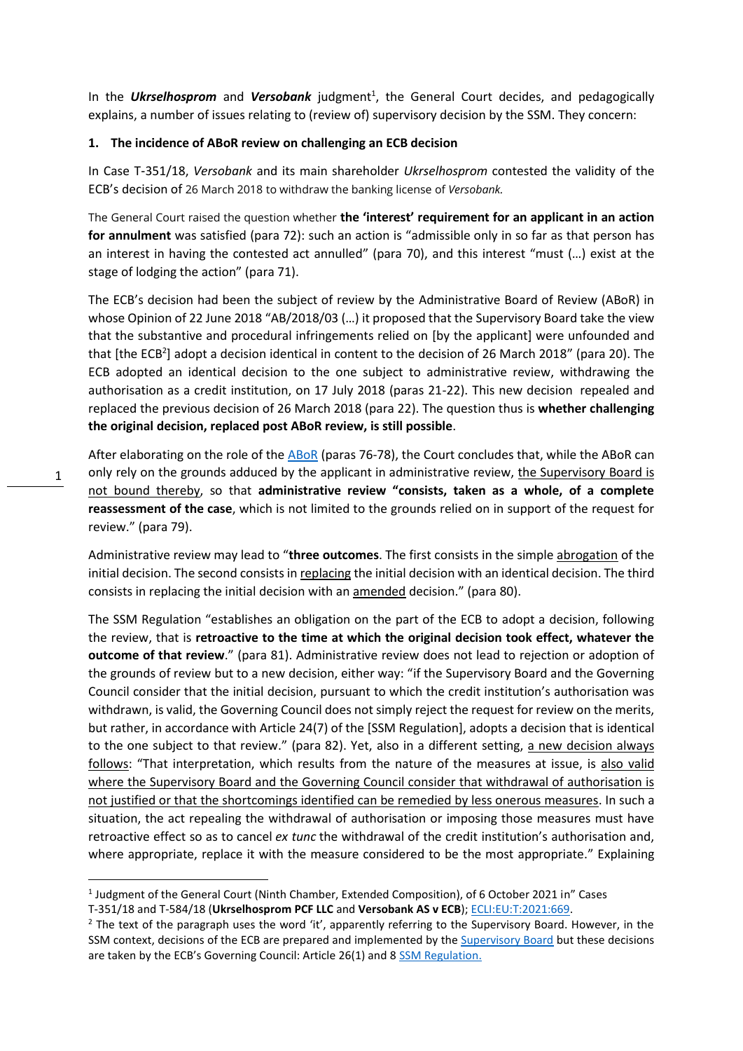In the ***Ukrselhosprom*** and ***Versobank*** judgment[1], the General Court decides, and pedagogically explains, a number of issues relating to (review of) supervisory decision by the SSM. They concern:

**1. The incidence of ABoR review on challenging an ECB decision**

In Case T-351/18, *Versobank* and its main shareholder *Ukrselhosprom* contested the validity of the ECB's decision of 26 March 2018 to withdraw the banking license of *Versobank.*

The General Court raised the question whether **the 'interest' requirement for an applicant in an action for annulment** was satisfied (para 72): such an action is "admissible only in so far as that person has an interest in having the contested act annulled" (para 70), and this interest "must (…) exist at the stage of lodging the action" (para 71).

The ECB's decision had been the subject of review by the Administrative Board of Review (ABoR) in whose Opinion of 22 June 2018 "AB/2018/03 (…) it proposed that the Supervisory Board take the view that the substantive and procedural infringements relied on [by the applicant] were unfounded and that [the ECB[2]] adopt a decision identical in content to the decision of 26 March 2018" (para 20). The ECB adopted an identical decision to the one subject to administrative review, withdrawing the authorisation as a credit institution, on 17 July 2018 (paras 21-22). This new decision repealed and replaced the previous decision of 26 March 2018 (para 22). The question thus is **whether challenging the original decision, replaced post ABoR review, is still possible**.

After elaborating on the role of the ABoR (paras 76-78), the Court concludes that, while the ABoR can only rely on the grounds adduced by the applicant in administrative review, the Supervisory Board is not bound thereby, so that **administrative review "consists, taken as a whole, of a complete reassessment of the case**, which is not limited to the grounds relied on in support of the request for review." (para 79).

Administrative review may lead to "**three outcomes**. The first consists in the simple abrogation of the initial decision. The second consists in replacing the initial decision with an identical decision. The third consists in replacing the initial decision with an amended decision." (para 80).

The SSM Regulation "establishes an obligation on the part of the ECB to adopt a decision, following the review, that is **retroactive to the time at which the original decision took effect, whatever the outcome of that review**." (para 81). Administrative review does not lead to rejection or adoption of the grounds of review but to a new decision, either way: "if the Supervisory Board and the Governing Council consider that the initial decision, pursuant to which the credit institution's authorisation was withdrawn, is valid, the Governing Council does not simply reject the request for review on the merits, but rather, in accordance with Article 24(7) of the [SSM Regulation], adopts a decision that is identical to the one subject to that review." (para 82). Yet, also in a different setting, a new decision always follows: "That interpretation, which results from the nature of the measures at issue, is also valid where the Supervisory Board and the Governing Council consider that withdrawal of authorisation is not justified or that the shortcomings identified can be remedied by less onerous measures. In such a situation, the act repealing the withdrawal of authorisation or imposing those measures must have retroactive effect so as to cancel *ex tunc* the withdrawal of the credit institution's authorisation and, where appropriate, replace it with the measure considered to be the most appropriate." Explaining

---

[1] Judgment of the General Court (Ninth Chamber, Extended Composition), of 6 October 2021 in" Cases T-351/18 and T-584/18 (**Ukrselhosprom PCF LLC** and **Versobank AS v ECB**); ECLI:EU:T:2021:669.

[2] The text of the paragraph uses the word 'it', apparently referring to the Supervisory Board. However, in the SSM context, decisions of the ECB are prepared and implemented by the Supervisory Board but these decisions are taken by the ECB's Governing Council: Article 26(1) and 8 SSM Regulation.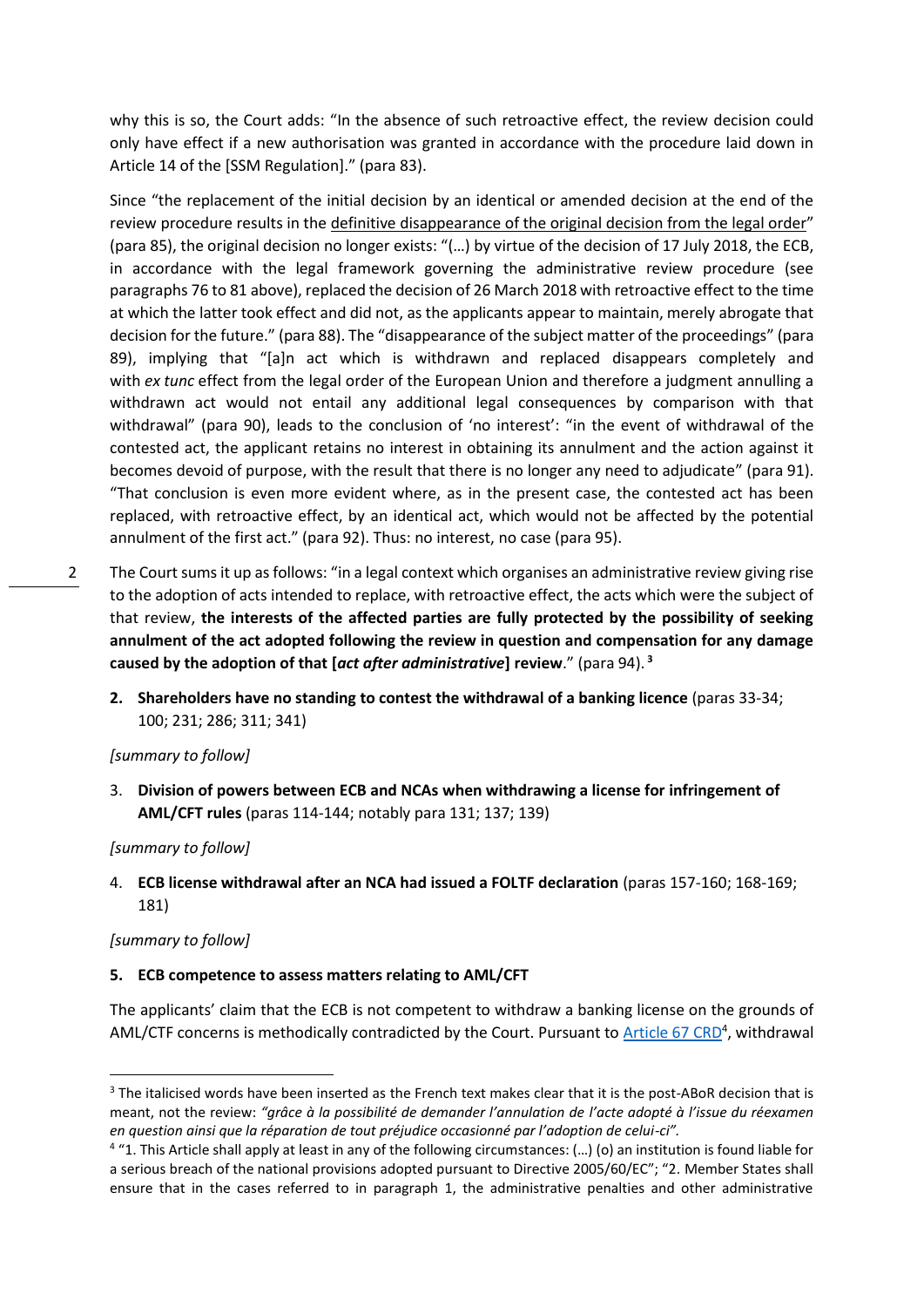why this is so, the Court adds: "In the absence of such retroactive effect, the review decision could only have effect if a new authorisation was granted in accordance with the procedure laid down in Article 14 of the [SSM Regulation]." (para 83).

Since "the replacement of the initial decision by an identical or amended decision at the end of the review procedure results in the definitive disappearance of the original decision from the legal order" (para 85), the original decision no longer exists: "(…) by virtue of the decision of 17 July 2018, the ECB, in accordance with the legal framework governing the administrative review procedure (see paragraphs 76 to 81 above), replaced the decision of 26 March 2018 with retroactive effect to the time at which the latter took effect and did not, as the applicants appear to maintain, merely abrogate that decision for the future." (para 88). The "disappearance of the subject matter of the proceedings" (para 89), implying that "[a]n act which is withdrawn and replaced disappears completely and with *ex tunc* effect from the legal order of the European Union and therefore a judgment annulling a withdrawn act would not entail any additional legal consequences by comparison with that withdrawal" (para 90), leads to the conclusion of 'no interest': "in the event of withdrawal of the contested act, the applicant retains no interest in obtaining its annulment and the action against it becomes devoid of purpose, with the result that there is no longer any need to adjudicate" (para 91). "That conclusion is even more evident where, as in the present case, the contested act has been replaced, with retroactive effect, by an identical act, which would not be affected by the potential annulment of the first act." (para 92). Thus: no interest, no case (para 95).

The Court sums it up as follows: "in a legal context which organises an administrative review giving rise to the adoption of acts intended to replace, with retroactive effect, the acts which were the subject of that review, **the interests of the affected parties are fully protected by the possibility of seeking annulment of the act adopted following the review in question and compensation for any damage caused by the adoption of that [*act after administrative*] review**." (para 94).[3]

2. **Shareholders have no standing to contest the withdrawal of a banking licence** (paras 33-34; 100; 231; 286; 311; 341)

*[summary to follow]*

3. **Division of powers between ECB and NCAs when withdrawing a license for infringement of AML/CFT rules** (paras 114-144; notably para 131; 137; 139)

*[summary to follow]*

4. **ECB license withdrawal after an NCA had issued a FOLTF declaration** (paras 157-160; 168-169; 181)

*[summary to follow]*

5. **ECB competence to assess matters relating to AML/CFT**

The applicants' claim that the ECB is not competent to withdraw a banking license on the grounds of AML/CTF concerns is methodically contradicted by the Court. Pursuant to Article 67 CRD[4], withdrawal

---

[3] The italicised words have been inserted as the French text makes clear that it is the post-ABoR decision that is meant, not the review: *"grâce à la possibilité de demander l'annulation de l'acte adopté à l'issue du réexamen en question ainsi que la réparation de tout préjudice occasionné par l'adoption de celui-ci"*.

[4] "1. This Article shall apply at least in any of the following circumstances: (…) (o) an institution is found liable for a serious breach of the national provisions adopted pursuant to Directive 2005/60/EC"; "2. Member States shall ensure that in the cases referred to in paragraph 1, the administrative penalties and other administrative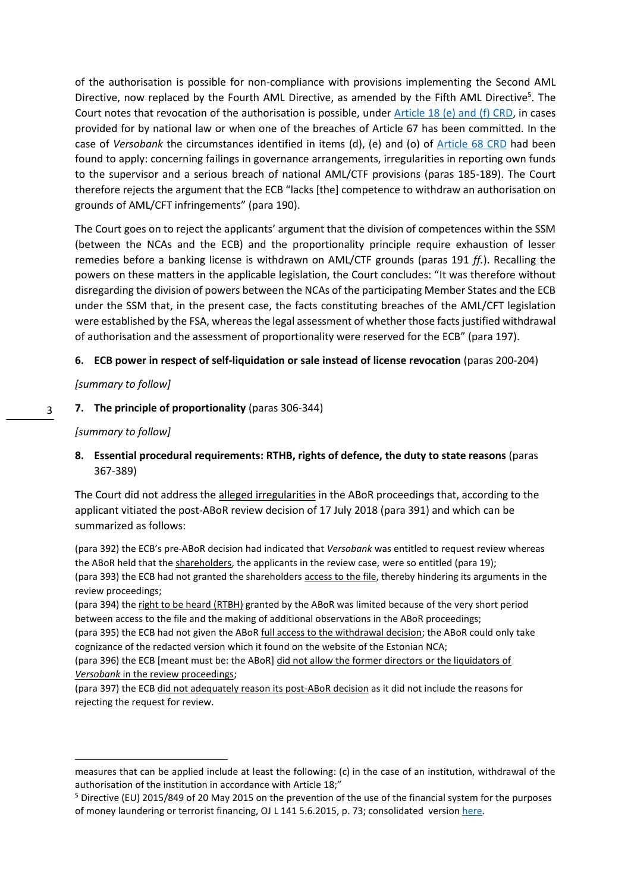of the authorisation is possible for non-compliance with provisions implementing the Second AML Directive, now replaced by the Fourth AML Directive, as amended by the Fifth AML Directive[5]. The Court notes that revocation of the authorisation is possible, under Article 18 (e) and (f) CRD, in cases provided for by national law or when one of the breaches of Article 67 has been committed. In the case of *Versobank* the circumstances identified in items (d), (e) and (o) of Article 68 CRD had been found to apply: concerning failings in governance arrangements, irregularities in reporting own funds to the supervisor and a serious breach of national AML/CTF provisions (paras 185-189). The Court therefore rejects the argument that the ECB "lacks [the] competence to withdraw an authorisation on grounds of AML/CFT infringements" (para 190).

The Court goes on to reject the applicants' argument that the division of competences within the SSM (between the NCAs and the ECB) and the proportionality principle require exhaustion of lesser remedies before a banking license is withdrawn on AML/CTF grounds (paras 191 *ff.*). Recalling the powers on these matters in the applicable legislation, the Court concludes: "It was therefore without disregarding the division of powers between the NCAs of the participating Member States and the ECB under the SSM that, in the present case, the facts constituting breaches of the AML/CFT legislation were established by the FSA, whereas the legal assessment of whether those facts justified withdrawal of authorisation and the assessment of proportionality were reserved for the ECB" (para 197).

**6. ECB power in respect of self-liquidation or sale instead of license revocation** (paras 200-204)

*[summary to follow]*

**7. The principle of proportionality** (paras 306-344)

*[summary to follow]*

**8. Essential procedural requirements: RTHB, rights of defence, the duty to state reasons** (paras 367-389)

The Court did not address the alleged irregularities in the ABoR proceedings that, according to the applicant vitiated the post-ABoR review decision of 17 July 2018 (para 391) and which can be summarized as follows:

(para 392) the ECB's pre-ABoR decision had indicated that *Versobank* was entitled to request review whereas the ABoR held that the shareholders, the applicants in the review case, were so entitled (para 19);
(para 393) the ECB had not granted the shareholders access to the file, thereby hindering its arguments in the review proceedings;
(para 394) the right to be heard (RTBH) granted by the ABoR was limited because of the very short period between access to the file and the making of additional observations in the ABoR proceedings;
(para 395) the ECB had not given the ABoR full access to the withdrawal decision; the ABoR could only take cognizance of the redacted version which it found on the website of the Estonian NCA;
(para 396) the ECB [meant must be: the ABoR] did not allow the former directors or the liquidators of *Versobank* in the review proceedings;
(para 397) the ECB did not adequately reason its post-ABoR decision as it did not include the reasons for rejecting the request for review.

---

measures that can be applied include at least the following: (c) in the case of an institution, withdrawal of the authorisation of the institution in accordance with Article 18;"

[5] Directive (EU) 2015/849 of 20 May 2015 on the prevention of the use of the financial system for the purposes of money laundering or terrorist financing, OJ L 141 5.6.2015, p. 73; consolidated version here.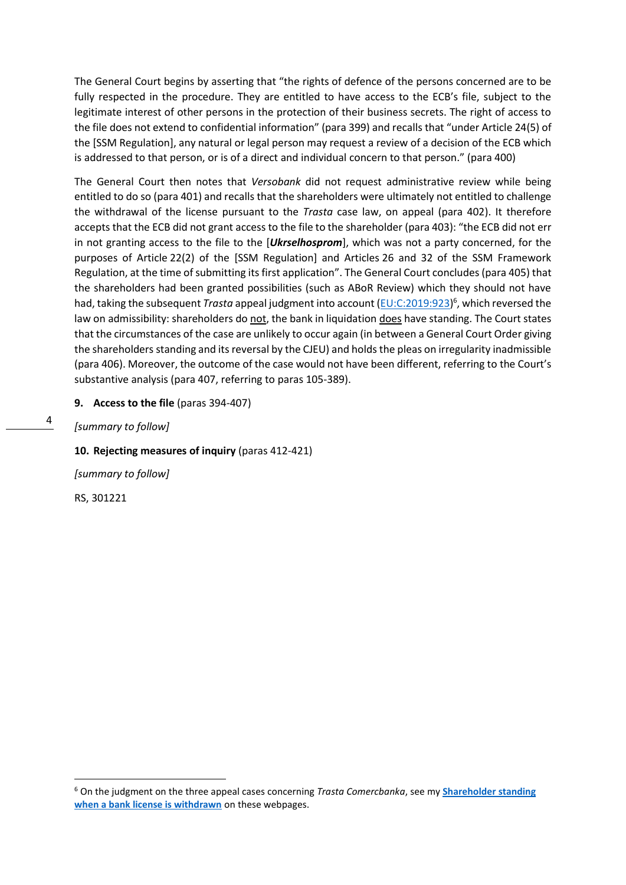The General Court begins by asserting that "the rights of defence of the persons concerned are to be fully respected in the procedure. They are entitled to have access to the ECB's file, subject to the legitimate interest of other persons in the protection of their business secrets. The right of access to the file does not extend to confidential information" (para 399) and recalls that "under Article 24(5) of the [SSM Regulation], any natural or legal person may request a review of a decision of the ECB which is addressed to that person, or is of a direct and individual concern to that person." (para 400)

The General Court then notes that *Versobank* did not request administrative review while being entitled to do so (para 401) and recalls that the shareholders were ultimately not entitled to challenge the withdrawal of the license pursuant to the *Trasta* case law, on appeal (para 402). It therefore accepts that the ECB did not grant access to the file to the shareholder (para 403): "the ECB did not err in not granting access to the file to the [***Ukrselhosprom***], which was not a party concerned, for the purposes of Article 22(2) of the [SSM Regulation] and Articles 26 and 32 of the SSM Framework Regulation, at the time of submitting its first application". The General Court concludes (para 405) that the shareholders had been granted possibilities (such as ABoR Review) which they should not have had, taking the subsequent *Trasta* appeal judgment into account (EU:C:2019:923)[6], which reversed the law on admissibility: shareholders do not, the bank in liquidation does have standing. The Court states that the circumstances of the case are unlikely to occur again (in between a General Court Order giving the shareholders standing and its reversal by the CJEU) and holds the pleas on irregularity inadmissible (para 406). Moreover, the outcome of the case would not have been different, referring to the Court's substantive analysis (para 407, referring to paras 105-389).

**9. Access to the file** (paras 394-407)

*[summary to follow]*

**10. Rejecting measures of inquiry** (paras 412-421)

*[summary to follow]*

RS, 301221

---

[6] On the judgment on the three appeal cases concerning *Trasta Comercbanka*, see my **Shareholder standing when a bank license is withdrawn** on these webpages.